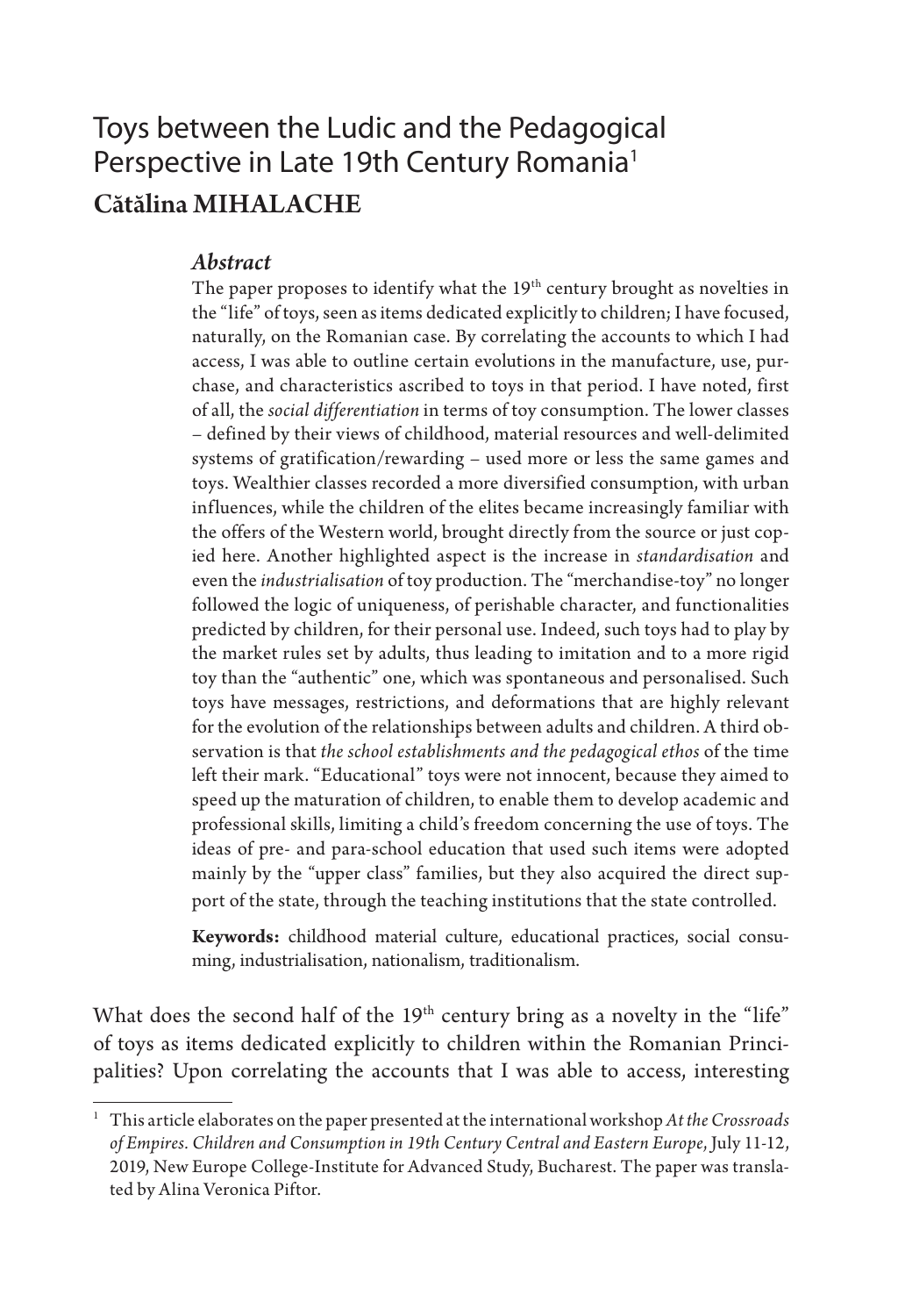# Toys between the Ludic and the Pedagogical Perspective in Late 19th Century Romania[1]

**Cătălina MIHALACHE**

### *Abstract*

The paper proposes to identify what the 19th century brought as novelties in the "life" of toys, seen as items dedicated explicitly to children; I have focused, naturally, on the Romanian case. By correlating the accounts to which I had access, I was able to outline certain evolutions in the manufacture, use, purchase, and characteristics ascribed to toys in that period. I have noted, first of all, the *social differentiation* in terms of toy consumption. The lower classes – defined by their views of childhood, material resources and well-delimited systems of gratification/rewarding – used more or less the same games and toys. Wealthier classes recorded a more diversified consumption, with urban influences, while the children of the elites became increasingly familiar with the offers of the Western world, brought directly from the source or just copied here. Another highlighted aspect is the increase in *standardisation* and even the *industrialisation* of toy production. The "merchandise-toy" no longer followed the logic of uniqueness, of perishable character, and functionalities predicted by children, for their personal use. Indeed, such toys had to play by the market rules set by adults, thus leading to imitation and to a more rigid toy than the "authentic" one, which was spontaneous and personalised. Such toys have messages, restrictions, and deformations that are highly relevant for the evolution of the relationships between adults and children. A third observation is that *the school establishments and the pedagogical ethos* of the time left their mark. "Educational" toys were not innocent, because they aimed to speed up the maturation of children, to enable them to develop academic and professional skills, limiting a child's freedom concerning the use of toys. The ideas of pre- and para-school education that used such items were adopted mainly by the "upper class" families, but they also acquired the direct support of the state, through the teaching institutions that the state controlled.

**Keywords:** childhood material culture, educational practices, social consuming, industrialisation, nationalism, traditionalism.

What does the second half of the 19th century bring as a novelty in the "life" of toys as items dedicated explicitly to children within the Romanian Principalities? Upon correlating the accounts that I was able to access, interesting

---

[1] This article elaborates on the paper presented at the international workshop *At the Crossroads of Empires. Children and Consumption in 19th Century Central and Eastern Europe*, July 11-12, 2019, New Europe College-Institute for Advanced Study, Bucharest. The paper was translated by Alina Veronica Piftor.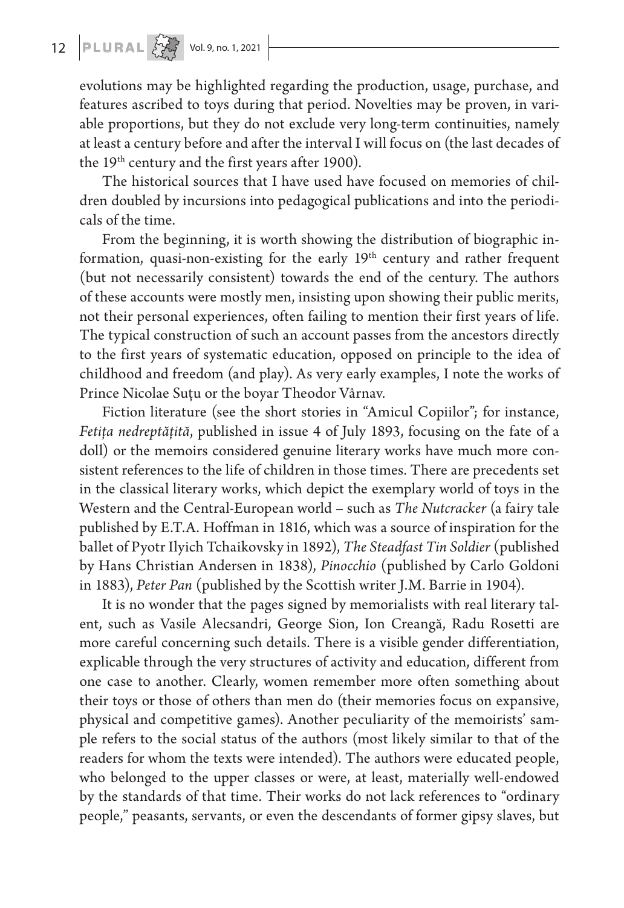evolutions may be highlighted regarding the production, usage, purchase, and features ascribed to toys during that period. Novelties may be proven, in variable proportions, but they do not exclude very long-term continuities, namely at least a century before and after the interval I will focus on (the last decades of the 19th century and the first years after 1900).

The historical sources that I have used have focused on memories of children doubled by incursions into pedagogical publications and into the periodicals of the time.

From the beginning, it is worth showing the distribution of biographic information, quasi-non-existing for the early 19th century and rather frequent (but not necessarily consistent) towards the end of the century. The authors of these accounts were mostly men, insisting upon showing their public merits, not their personal experiences, often failing to mention their first years of life. The typical construction of such an account passes from the ancestors directly to the first years of systematic education, opposed on principle to the idea of childhood and freedom (and play). As very early examples, I note the works of Prince Nicolae Suțu or the boyar Theodor Vârnav.

Fiction literature (see the short stories in "Amicul Copiilor"; for instance, *Fetița nedreptățită*, published in issue 4 of July 1893, focusing on the fate of a doll) or the memoirs considered genuine literary works have much more consistent references to the life of children in those times. There are precedents set in the classical literary works, which depict the exemplary world of toys in the Western and the Central-European world – such as *The Nutcracker* (a fairy tale published by E.T.A. Hoffman in 1816, which was a source of inspiration for the ballet of Pyotr Ilyich Tchaikovsky in 1892), *The Steadfast Tin Soldier* (published by Hans Christian Andersen in 1838), *Pinocchio* (published by Carlo Goldoni in 1883), *Peter Pan* (published by the Scottish writer J.M. Barrie in 1904).

It is no wonder that the pages signed by memorialists with real literary talent, such as Vasile Alecsandri, George Sion, Ion Creangă, Radu Rosetti are more careful concerning such details. There is a visible gender differentiation, explicable through the very structures of activity and education, different from one case to another. Clearly, women remember more often something about their toys or those of others than men do (their memories focus on expansive, physical and competitive games). Another peculiarity of the memoirists' sample refers to the social status of the authors (most likely similar to that of the readers for whom the texts were intended). The authors were educated people, who belonged to the upper classes or were, at least, materially well-endowed by the standards of that time. Their works do not lack references to "ordinary people," peasants, servants, or even the descendants of former gipsy slaves, but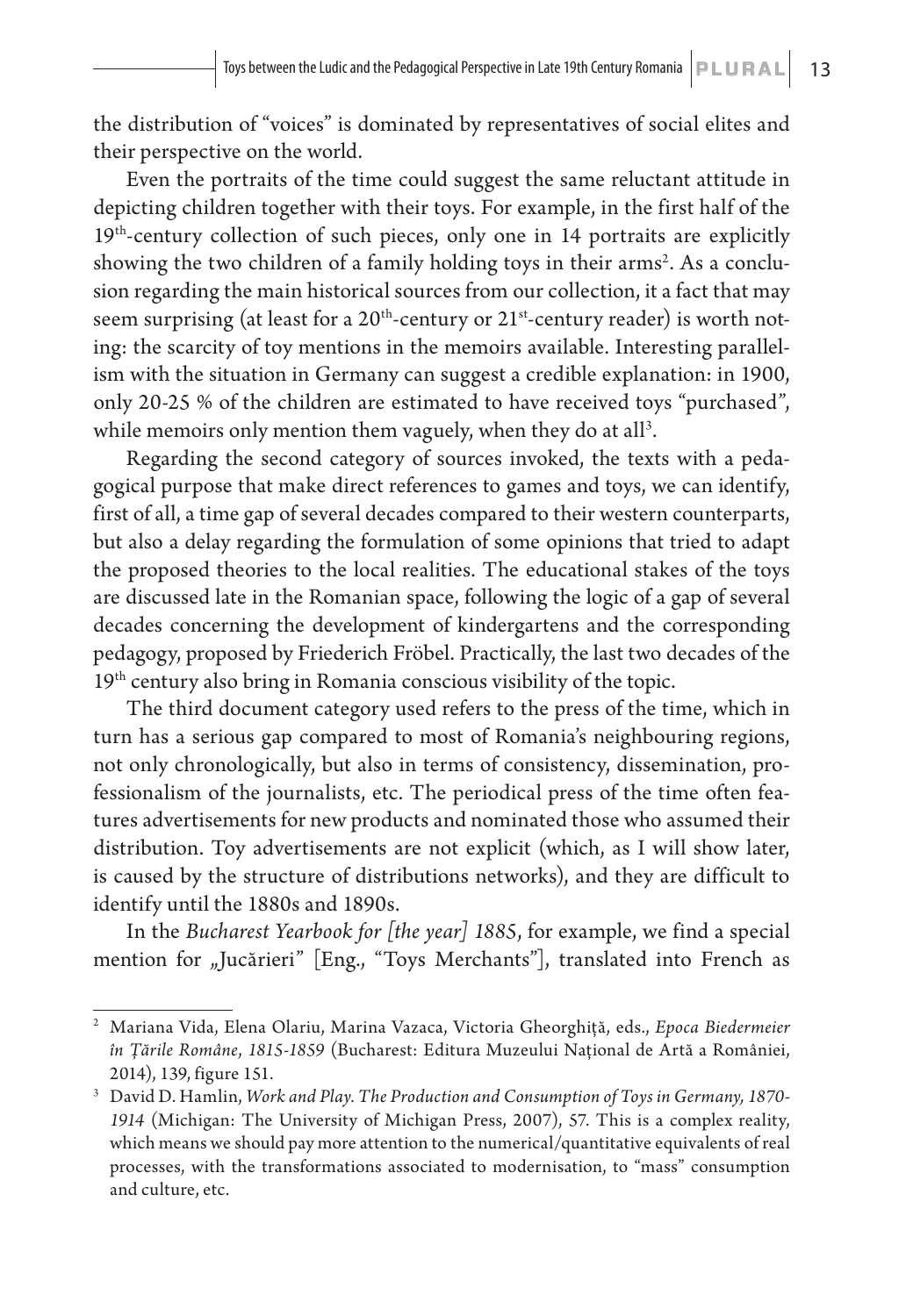the distribution of "voices" is dominated by representatives of social elites and their perspective on the world.

Even the portraits of the time could suggest the same reluctant attitude in depicting children together with their toys. For example, in the first half of the 19th-century collection of such pieces, only one in 14 portraits are explicitly showing the two children of a family holding toys in their arms[2]. As a conclusion regarding the main historical sources from our collection, it a fact that may seem surprising (at least for a 20th-century or 21st-century reader) is worth noting: the scarcity of toy mentions in the memoirs available. Interesting parallelism with the situation in Germany can suggest a credible explanation: in 1900, only 20-25 % of the children are estimated to have received toys "purchased", while memoirs only mention them vaguely, when they do at all[3].

Regarding the second category of sources invoked, the texts with a pedagogical purpose that make direct references to games and toys, we can identify, first of all, a time gap of several decades compared to their western counterparts, but also a delay regarding the formulation of some opinions that tried to adapt the proposed theories to the local realities. The educational stakes of the toys are discussed late in the Romanian space, following the logic of a gap of several decades concerning the development of kindergartens and the corresponding pedagogy, proposed by Friederich Fröbel. Practically, the last two decades of the 19th century also bring in Romania conscious visibility of the topic.

The third document category used refers to the press of the time, which in turn has a serious gap compared to most of Romania's neighbouring regions, not only chronologically, but also in terms of consistency, dissemination, professionalism of the journalists, etc. The periodical press of the time often features advertisements for new products and nominated those who assumed their distribution. Toy advertisements are not explicit (which, as I will show later, is caused by the structure of distributions networks), and they are difficult to identify until the 1880s and 1890s.

In the *Bucharest Yearbook for [the year] 1885*, for example, we find a special mention for „Jucărieri" [Eng., "Toys Merchants"], translated into French as

---

2 Mariana Vida, Elena Olariu, Marina Vazaca, Victoria Gheorghiță, eds., *Epoca Biedermeier în Țările Române, 1815-1859* (Bucharest: Editura Muzeului Național de Artă a României, 2014), 139, figure 151.

3 David D. Hamlin, *Work and Play. The Production and Consumption of Toys in Germany, 1870-1914* (Michigan: The University of Michigan Press, 2007), 57. This is a complex reality, which means we should pay more attention to the numerical/quantitative equivalents of real processes, with the transformations associated to modernisation, to "mass" consumption and culture, etc.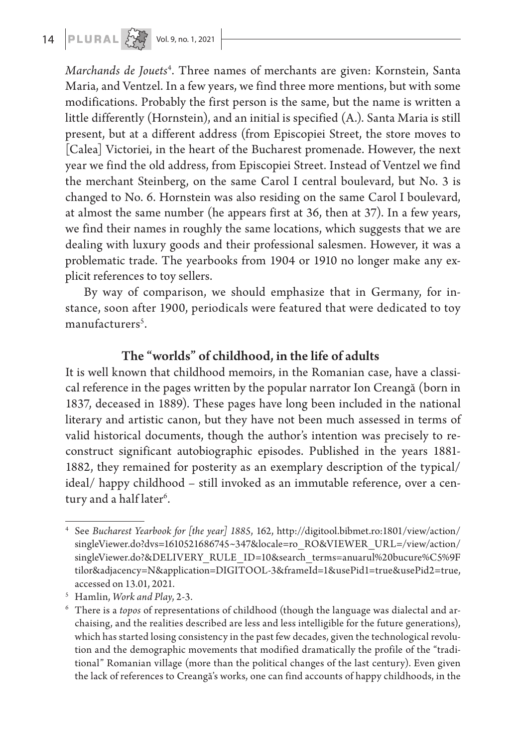*Marchands de Jouets*[4]. Three names of merchants are given: Kornstein, Santa Maria, and Ventzel. In a few years, we find three more mentions, but with some modifications. Probably the first person is the same, but the name is written a little differently (Hornstein), and an initial is specified (A.). Santa Maria is still present, but at a different address (from Episcopiei Street, the store moves to [Calea] Victoriei, in the heart of the Bucharest promenade. However, the next year we find the old address, from Episcopiei Street. Instead of Ventzel we find the merchant Steinberg, on the same Carol I central boulevard, but No. 3 is changed to No. 6. Hornstein was also residing on the same Carol I boulevard, at almost the same number (he appears first at 36, then at 37). In a few years, we find their names in roughly the same locations, which suggests that we are dealing with luxury goods and their professional salesmen. However, it was a problematic trade. The yearbooks from 1904 or 1910 no longer make any explicit references to toy sellers.

By way of comparison, we should emphasize that in Germany, for instance, soon after 1900, periodicals were featured that were dedicated to toy manufacturers[5].

## The "worlds" of childhood, in the life of adults

It is well known that childhood memoirs, in the Romanian case, have a classical reference in the pages written by the popular narrator Ion Creangă (born in 1837, deceased in 1889). These pages have long been included in the national literary and artistic canon, but they have not been much assessed in terms of valid historical documents, though the author's intention was precisely to reconstruct significant autobiographic episodes. Published in the years 1881-1882, they remained for posterity as an exemplary description of the typical/ ideal/ happy childhood – still invoked as an immutable reference, over a century and a half later[6].

---

[4] See *Bucharest Yearbook for [the year] 1885*, 162, http://digitool.bibmet.ro:1801/view/action/singleViewer.do?dvs=1610521686745~347&locale=ro_RO&VIEWER_URL=/view/action/singleViewer.do?&DELIVERY_RULE_ID=10&search_terms=anuarul%20bucure%C5%9Ftilor&adjacency=N&application=DIGITOOL-3&frameId=1&usePid1=true&usePid2=true, accessed on 13.01, 2021.

[5] Hamlin, *Work and Play*, 2-3.

[6] There is a *topos* of representations of childhood (though the language was dialectal and archaising, and the realities described are less and less intelligible for the future generations), which has started losing consistency in the past few decades, given the technological revolution and the demographic movements that modified dramatically the profile of the "traditional" Romanian village (more than the political changes of the last century). Even given the lack of references to Creangă's works, one can find accounts of happy childhoods, in the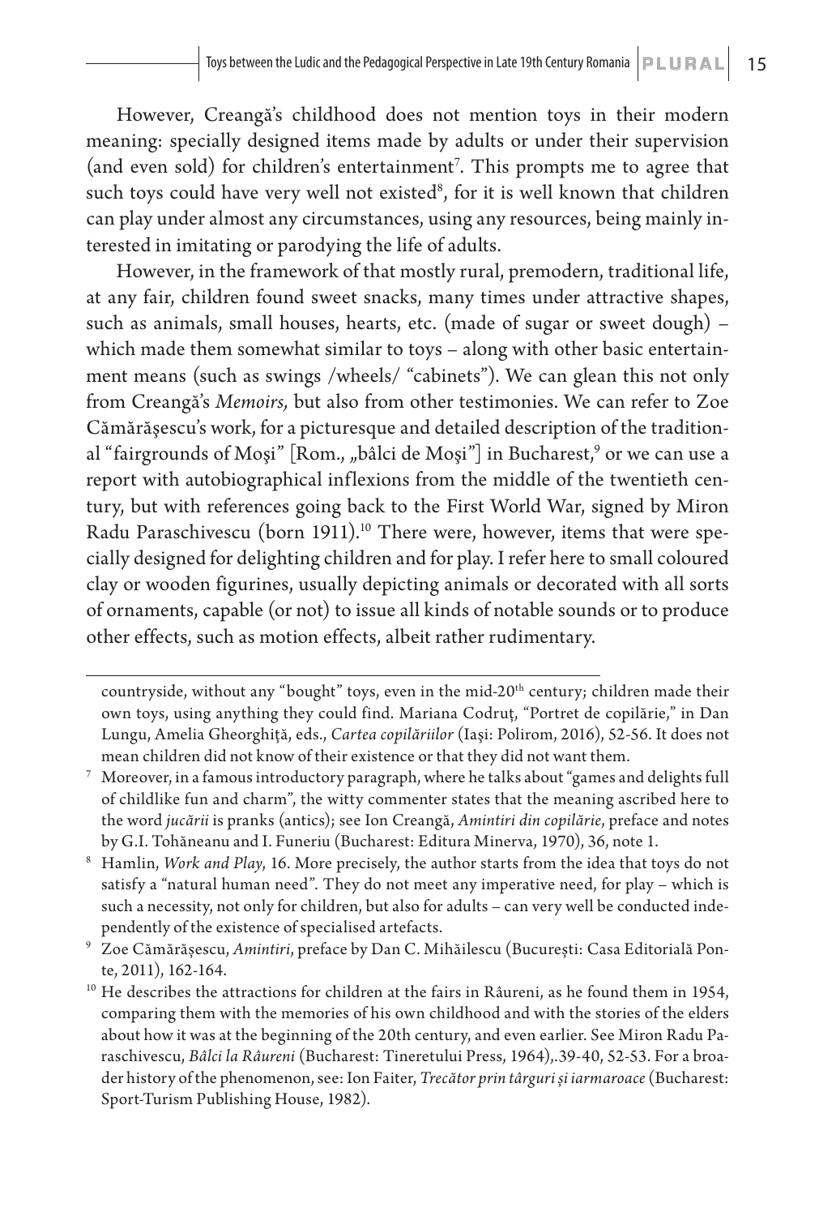However, Creangă's childhood does not mention toys in their modern meaning: specially designed items made by adults or under their supervision (and even sold) for children's entertainment[7]. This prompts me to agree that such toys could have very well not existed[8], for it is well known that children can play under almost any circumstances, using any resources, being mainly interested in imitating or parodying the life of adults.

However, in the framework of that mostly rural, premodern, traditional life, at any fair, children found sweet snacks, many times under attractive shapes, such as animals, small houses, hearts, etc. (made of sugar or sweet dough) – which made them somewhat similar to toys – along with other basic entertainment means (such as swings /wheels/ "cabinets"). We can glean this not only from Creangă's *Memoirs,* but also from other testimonies. We can refer to Zoe Cămărăşescu's work, for a picturesque and detailed description of the traditional "fairgrounds of Moşi" [Rom., „bâlci de Moşi"] in Bucharest,[9] or we can use a report with autobiographical inflexions from the middle of the twentieth century, but with references going back to the First World War, signed by Miron Radu Paraschivescu (born 1911).[10] There were, however, items that were specially designed for delighting children and for play. I refer here to small coloured clay or wooden figurines, usually depicting animals or decorated with all sorts of ornaments, capable (or not) to issue all kinds of notable sounds or to produce other effects, such as motion effects, albeit rather rudimentary.

---

countryside, without any "bought" toys, even in the mid-20th century; children made their own toys, using anything they could find. Mariana Codruţ, "Portret de copilărie," in Dan Lungu, Amelia Gheorghiţă, eds., *Cartea copilăriilor* (Iaşi: Polirom, 2016), 52-56. It does not mean children did not know of their existence or that they did not want them.

[7] Moreover, in a famous introductory paragraph, where he talks about "games and delights full of childlike fun and charm", the witty commenter states that the meaning ascribed here to the word *jucării* is pranks (antics); see Ion Creangă, *Amintiri din copilărie*, preface and notes by G.I. Tohăneanu and I. Funeriu (Bucharest: Editura Minerva, 1970), 36, note 1.

[8] Hamlin, *Work and Play*, 16. More precisely, the author starts from the idea that toys do not satisfy a "natural human need". They do not meet any imperative need, for play – which is such a necessity, not only for children, but also for adults – can very well be conducted independently of the existence of specialised artefacts.

[9] Zoe Cămărășescu, *Amintiri*, preface by Dan C. Mihăilescu (București: Casa Editorială Ponte, 2011), 162-164.

[10] He describes the attractions for children at the fairs in Râureni, as he found them in 1954, comparing them with the memories of his own childhood and with the stories of the elders about how it was at the beginning of the 20th century, and even earlier. See Miron Radu Paraschivescu, *Bâlci la Râureni* (Bucharest: Tineretului Press, 1964),.39-40, 52-53. For a broader history of the phenomenon, see: Ion Faiter, *Trecător prin târguri și iarmaroace* (Bucharest: Sport-Turism Publishing House, 1982).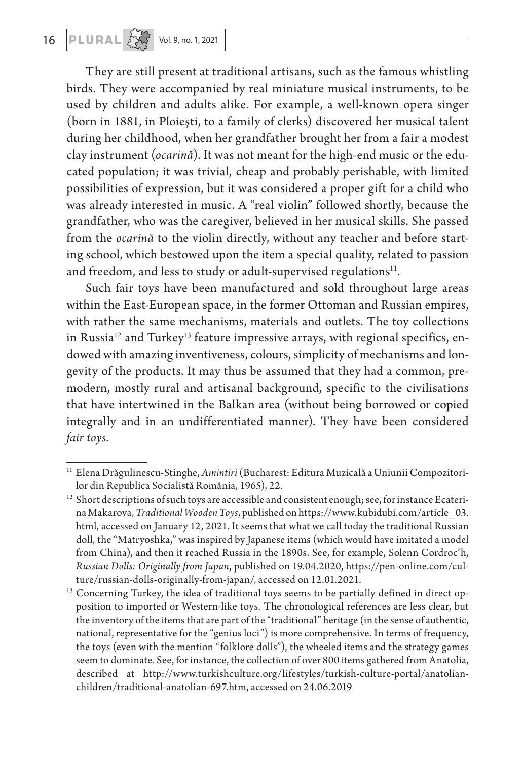They are still present at traditional artisans, such as the famous whistling birds. They were accompanied by real miniature musical instruments, to be used by children and adults alike. For example, a well-known opera singer (born in 1881, in Ploieşti, to a family of clerks) discovered her musical talent during her childhood, when her grandfather brought her from a fair a modest clay instrument (*ocarină*). It was not meant for the high-end music or the educated population; it was trivial, cheap and probably perishable, with limited possibilities of expression, but it was considered a proper gift for a child who was already interested in music. A "real violin" followed shortly, because the grandfather, who was the caregiver, believed in her musical skills. She passed from the *ocarină* to the violin directly, without any teacher and before starting school, which bestowed upon the item a special quality, related to passion and freedom, and less to study or adult-supervised regulations[11].

Such fair toys have been manufactured and sold throughout large areas within the East-European space, in the former Ottoman and Russian empires, with rather the same mechanisms, materials and outlets. The toy collections in Russia[12] and Turkey[13] feature impressive arrays, with regional specifics, endowed with amazing inventiveness, colours, simplicity of mechanisms and longevity of the products. It may thus be assumed that they had a common, pre-modern, mostly rural and artisanal background, specific to the civilisations that have intertwined in the Balkan area (without being borrowed or copied integrally and in an undifferentiated manner). They have been considered *fair toys*.

---

[11] Elena Drăgulinescu-Stinghe, *Amintiri* (Bucharest: Editura Muzicală a Uniunii Compozitorilor din Republica Socialistă România, 1965), 22.

[12] Short descriptions of such toys are accessible and consistent enough; see, for instance Ecaterina Makarova, *Traditional Wooden Toys*, published on https://www.kubidubi.com/article_03.html, accessed on January 12, 2021. It seems that what we call today the traditional Russian doll, the "Matryoshka," was inspired by Japanese items (which would have imitated a model from China), and then it reached Russia in the 1890s. See, for example, Solenn Cordroc'h, *Russian Dolls: Originally from Japan*, published on 19.04.2020, https://pen-online.com/culture/russian-dolls-originally-from-japan/, accessed on 12.01.2021.

[13] Concerning Turkey, the idea of traditional toys seems to be partially defined in direct opposition to imported or Western-like toys. The chronological references are less clear, but the inventory of the items that are part of the "traditional" heritage (in the sense of authentic, national, representative for the "genius loci") is more comprehensive. In terms of frequency, the toys (even with the mention "folklore dolls"), the wheeled items and the strategy games seem to dominate. See, for instance, the collection of over 800 items gathered from Anatolia, described at http://www.turkishculture.org/lifestyles/turkish-culture-portal/anatolian-children/traditional-anatolian-697.htm, accessed on 24.06.2019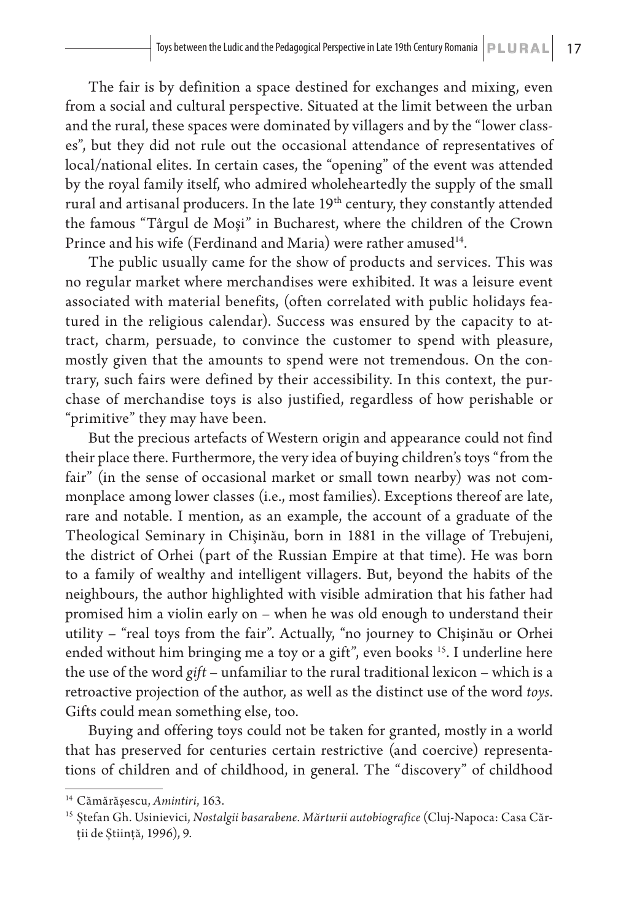The fair is by definition a space destined for exchanges and mixing, even from a social and cultural perspective. Situated at the limit between the urban and the rural, these spaces were dominated by villagers and by the "lower classes", but they did not rule out the occasional attendance of representatives of local/national elites. In certain cases, the "opening" of the event was attended by the royal family itself, who admired wholeheartedly the supply of the small rural and artisanal producers. In the late 19th century, they constantly attended the famous "Târgul de Moşi" in Bucharest, where the children of the Crown Prince and his wife (Ferdinand and Maria) were rather amused[14].

The public usually came for the show of products and services. This was no regular market where merchandises were exhibited. It was a leisure event associated with material benefits, (often correlated with public holidays featured in the religious calendar). Success was ensured by the capacity to attract, charm, persuade, to convince the customer to spend with pleasure, mostly given that the amounts to spend were not tremendous. On the contrary, such fairs were defined by their accessibility. In this context, the purchase of merchandise toys is also justified, regardless of how perishable or "primitive" they may have been.

But the precious artefacts of Western origin and appearance could not find their place there. Furthermore, the very idea of buying children's toys "from the fair" (in the sense of occasional market or small town nearby) was not commonplace among lower classes (i.e., most families). Exceptions thereof are late, rare and notable. I mention, as an example, the account of a graduate of the Theological Seminary in Chişinău, born in 1881 in the village of Trebujeni, the district of Orhei (part of the Russian Empire at that time). He was born to a family of wealthy and intelligent villagers. But, beyond the habits of the neighbours, the author highlighted with visible admiration that his father had promised him a violin early on – when he was old enough to understand their utility – "real toys from the fair". Actually, "no journey to Chişinău or Orhei ended without him bringing me a toy or a gift", even books [15]. I underline here the use of the word *gift* – unfamiliar to the rural traditional lexicon – which is a retroactive projection of the author, as well as the distinct use of the word *toys*. Gifts could mean something else, too.

Buying and offering toys could not be taken for granted, mostly in a world that has preserved for centuries certain restrictive (and coercive) representations of children and of childhood, in general. The "discovery" of childhood

---

[14] Cămărăşescu, *Amintiri*, 163.

[15] Ştefan Gh. Usinievici, *Nostalgii basarabene. Mărturii autobiografice* (Cluj-Napoca: Casa Cărţii de Ştiinţă, 1996), 9.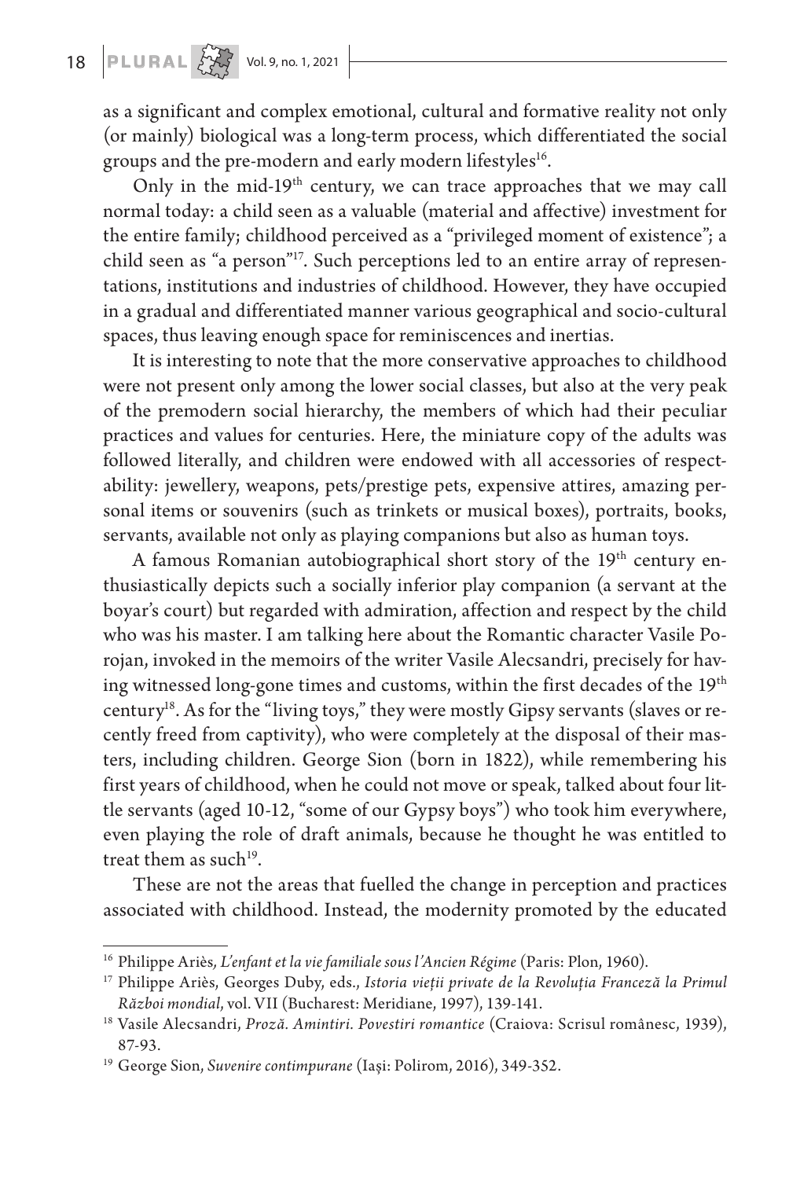as a significant and complex emotional, cultural and formative reality not only (or mainly) biological was a long-term process, which differentiated the social groups and the pre-modern and early modern lifestyles[16].

Only in the mid-19th century, we can trace approaches that we may call normal today: a child seen as a valuable (material and affective) investment for the entire family; childhood perceived as a "privileged moment of existence"; a child seen as "a person"[17]. Such perceptions led to an entire array of representations, institutions and industries of childhood. However, they have occupied in a gradual and differentiated manner various geographical and socio-cultural spaces, thus leaving enough space for reminiscences and inertias.

It is interesting to note that the more conservative approaches to childhood were not present only among the lower social classes, but also at the very peak of the premodern social hierarchy, the members of which had their peculiar practices and values for centuries. Here, the miniature copy of the adults was followed literally, and children were endowed with all accessories of respectability: jewellery, weapons, pets/prestige pets, expensive attires, amazing personal items or souvenirs (such as trinkets or musical boxes), portraits, books, servants, available not only as playing companions but also as human toys.

A famous Romanian autobiographical short story of the 19th century enthusiastically depicts such a socially inferior play companion (a servant at the boyar's court) but regarded with admiration, affection and respect by the child who was his master. I am talking here about the Romantic character Vasile Porojan, invoked in the memoirs of the writer Vasile Alecsandri, precisely for having witnessed long-gone times and customs, within the first decades of the 19th century[18]. As for the "living toys," they were mostly Gipsy servants (slaves or recently freed from captivity), who were completely at the disposal of their masters, including children. George Sion (born in 1822), while remembering his first years of childhood, when he could not move or speak, talked about four little servants (aged 10-12, "some of our Gypsy boys") who took him everywhere, even playing the role of draft animals, because he thought he was entitled to treat them as such[19].

These are not the areas that fuelled the change in perception and practices associated with childhood. Instead, the modernity promoted by the educated

---

[16] Philippe Ariès, *L'enfant et la vie familiale sous l'Ancien Régime* (Paris: Plon, 1960).

[17] Philippe Ariès, Georges Duby, eds., *Istoria vieții private de la Revoluția Franceză la Primul Război mondial*, vol. VII (Bucharest: Meridiane, 1997), 139-141.

[18] Vasile Alecsandri, *Proză. Amintiri. Povestiri romantice* (Craiova: Scrisul românesc, 1939), 87-93.

[19] George Sion, *Suvenire contimpurane* (Iași: Polirom, 2016), 349-352.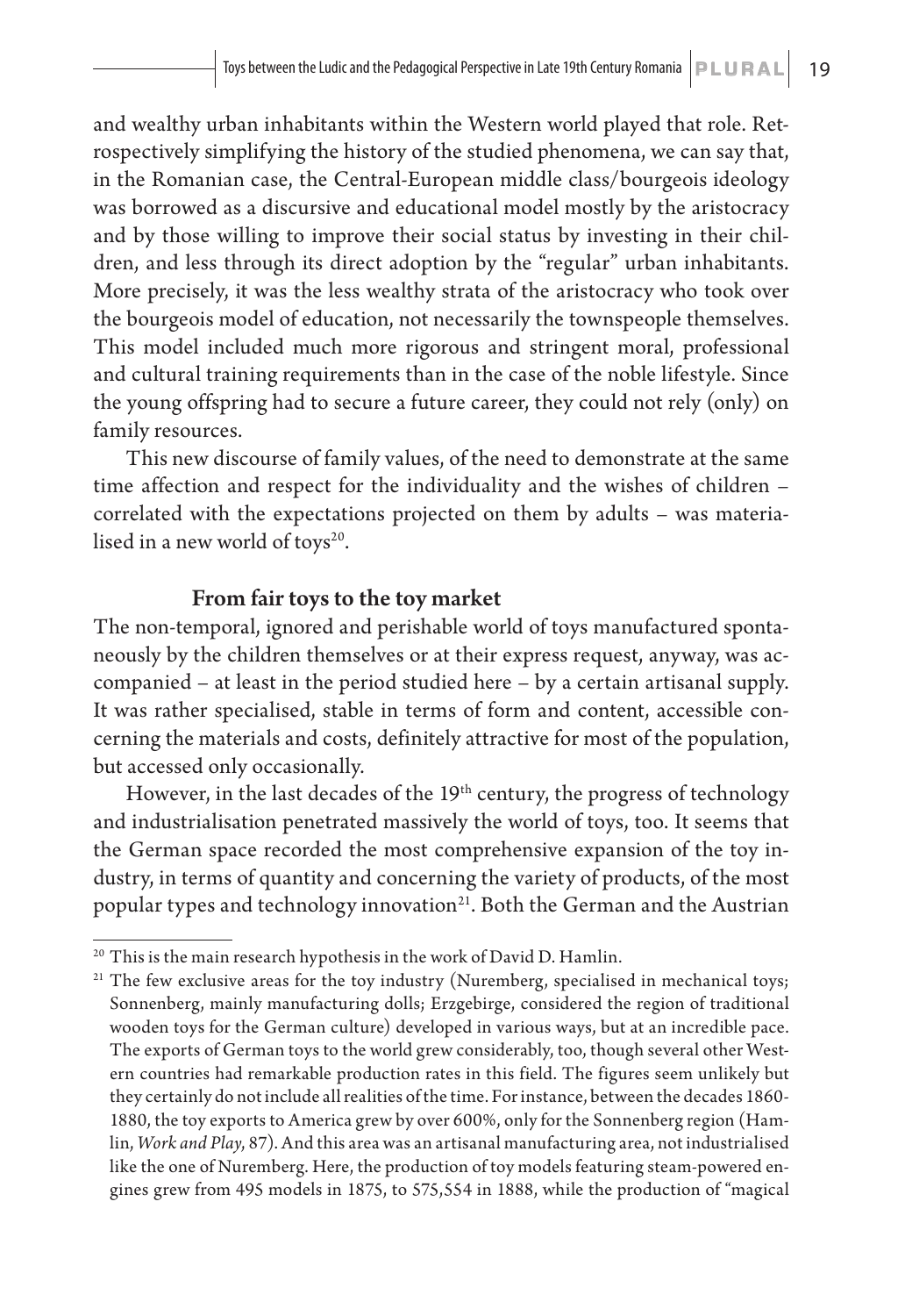and wealthy urban inhabitants within the Western world played that role. Retrospectively simplifying the history of the studied phenomena, we can say that, in the Romanian case, the Central-European middle class/bourgeois ideology was borrowed as a discursive and educational model mostly by the aristocracy and by those willing to improve their social status by investing in their children, and less through its direct adoption by the "regular" urban inhabitants. More precisely, it was the less wealthy strata of the aristocracy who took over the bourgeois model of education, not necessarily the townspeople themselves. This model included much more rigorous and stringent moral, professional and cultural training requirements than in the case of the noble lifestyle. Since the young offspring had to secure a future career, they could not rely (only) on family resources.

This new discourse of family values, of the need to demonstrate at the same time affection and respect for the individuality and the wishes of children – correlated with the expectations projected on them by adults – was materialised in a new world of toys[20].

### From fair toys to the toy market

The non-temporal, ignored and perishable world of toys manufactured spontaneously by the children themselves or at their express request, anyway, was accompanied – at least in the period studied here – by a certain artisanal supply. It was rather specialised, stable in terms of form and content, accessible concerning the materials and costs, definitely attractive for most of the population, but accessed only occasionally.

However, in the last decades of the 19[th] century, the progress of technology and industrialisation penetrated massively the world of toys, too. It seems that the German space recorded the most comprehensive expansion of the toy industry, in terms of quantity and concerning the variety of products, of the most popular types and technology innovation[21]. Both the German and the Austrian

[20] This is the main research hypothesis in the work of David D. Hamlin.

[21] The few exclusive areas for the toy industry (Nuremberg, specialised in mechanical toys; Sonnenberg, mainly manufacturing dolls; Erzgebirge, considered the region of traditional wooden toys for the German culture) developed in various ways, but at an incredible pace. The exports of German toys to the world grew considerably, too, though several other Western countries had remarkable production rates in this field. The figures seem unlikely but they certainly do not include all realities of the time. For instance, between the decades 1860-1880, the toy exports to America grew by over 600%, only for the Sonnenberg region (Hamlin, *Work and Play*, 87). And this area was an artisanal manufacturing area, not industrialised like the one of Nuremberg. Here, the production of toy models featuring steam-powered engines grew from 495 models in 1875, to 575,554 in 1888, while the production of "magical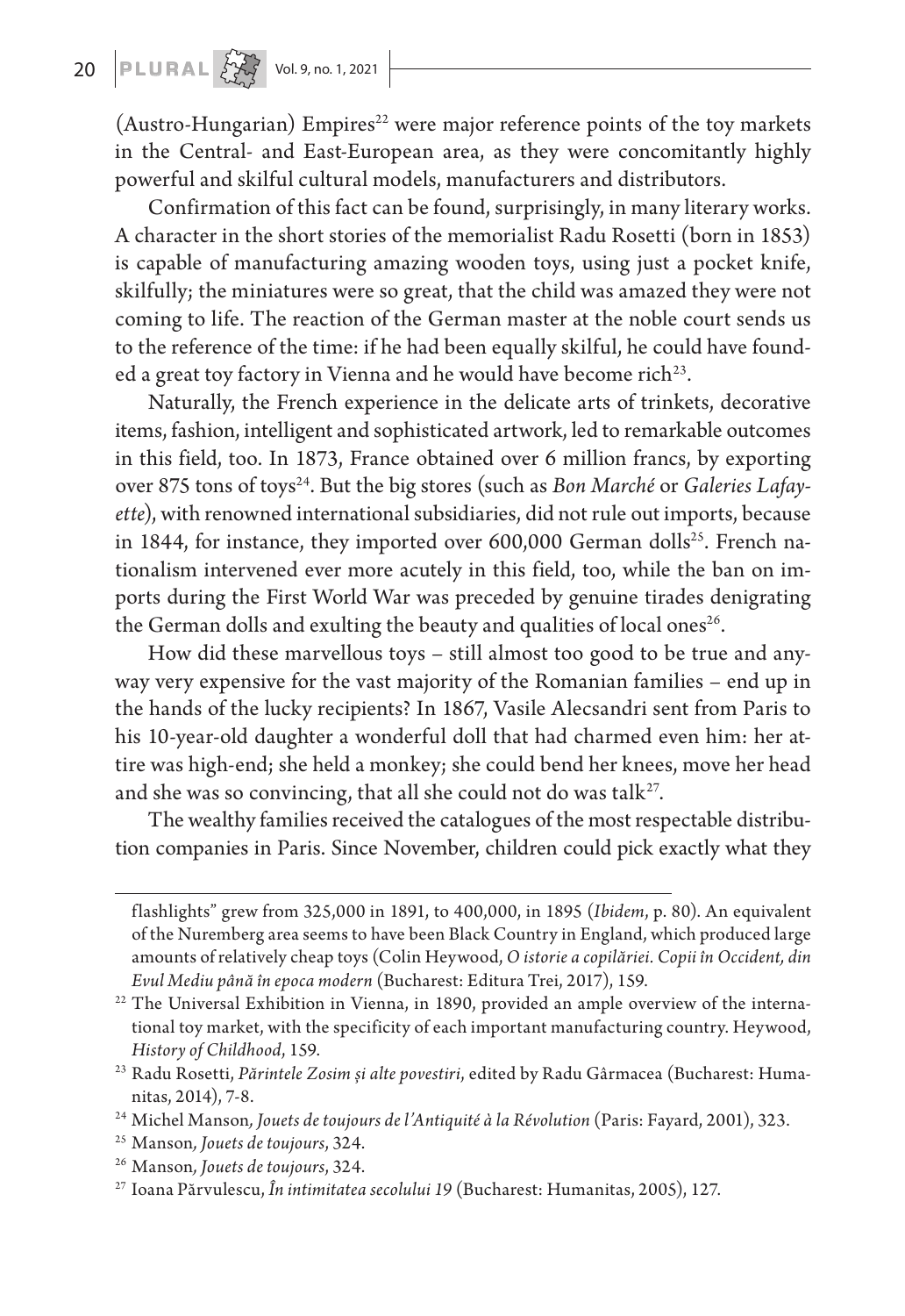(Austro-Hungarian) Empires[22] were major reference points of the toy markets in the Central- and East-European area, as they were concomitantly highly powerful and skilful cultural models, manufacturers and distributors.

Confirmation of this fact can be found, surprisingly, in many literary works. A character in the short stories of the memorialist Radu Rosetti (born in 1853) is capable of manufacturing amazing wooden toys, using just a pocket knife, skilfully; the miniatures were so great, that the child was amazed they were not coming to life. The reaction of the German master at the noble court sends us to the reference of the time: if he had been equally skilful, he could have founded a great toy factory in Vienna and he would have become rich[23].

Naturally, the French experience in the delicate arts of trinkets, decorative items, fashion, intelligent and sophisticated artwork, led to remarkable outcomes in this field, too. In 1873, France obtained over 6 million francs, by exporting over 875 tons of toys[24]. But the big stores (such as *Bon Marché* or *Galeries Lafayette*), with renowned international subsidiaries, did not rule out imports, because in 1844, for instance, they imported over 600,000 German dolls[25]. French nationalism intervened ever more acutely in this field, too, while the ban on imports during the First World War was preceded by genuine tirades denigrating the German dolls and exulting the beauty and qualities of local ones[26].

How did these marvellous toys – still almost too good to be true and anyway very expensive for the vast majority of the Romanian families – end up in the hands of the lucky recipients? In 1867, Vasile Alecsandri sent from Paris to his 10-year-old daughter a wonderful doll that had charmed even him: her attire was high-end; she held a monkey; she could bend her knees, move her head and she was so convincing, that all she could not do was talk[27].

The wealthy families received the catalogues of the most respectable distribution companies in Paris. Since November, children could pick exactly what they

---

flashlights" grew from 325,000 in 1891, to 400,000, in 1895 (*Ibidem*, p. 80). An equivalent of the Nuremberg area seems to have been Black Country in England, which produced large amounts of relatively cheap toys (Colin Heywood, *O istorie a copilăriei. Copii în Occident, din Evul Mediu până în epoca modern* (Bucharest: Editura Trei, 2017), 159.

[22] The Universal Exhibition in Vienna, in 1890, provided an ample overview of the international toy market, with the specificity of each important manufacturing country. Heywood, *History of Childhood*, 159.

[23] Radu Rosetti, *Părintele Zosim și alte povestiri*, edited by Radu Gârmacea (Bucharest: Humanitas, 2014), 7-8.

[24] Michel Manson*, Jouets de toujours de l'Antiquité à la Révolution* (Paris: Fayard, 2001), 323.

[25] Manson*, Jouets de toujours*, 324.

[26] Manson*, Jouets de toujours*, 324.

[27] Ioana Pârvulescu, *În intimitatea secolului 19* (Bucharest: Humanitas, 2005), 127.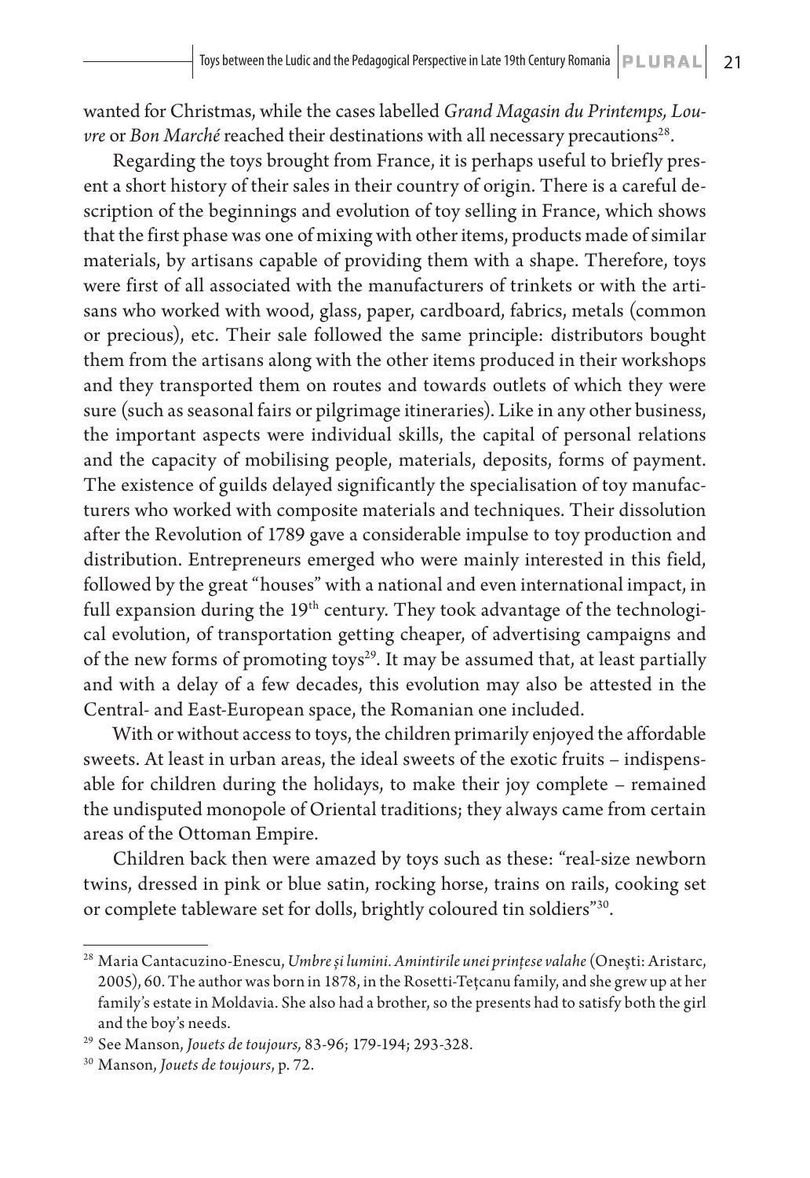wanted for Christmas, while the cases labelled *Grand Magasin du Printemps, Louvre* or *Bon Marché* reached their destinations with all necessary precautions[28].

Regarding the toys brought from France, it is perhaps useful to briefly present a short history of their sales in their country of origin. There is a careful description of the beginnings and evolution of toy selling in France, which shows that the first phase was one of mixing with other items, products made of similar materials, by artisans capable of providing them with a shape. Therefore, toys were first of all associated with the manufacturers of trinkets or with the artisans who worked with wood, glass, paper, cardboard, fabrics, metals (common or precious), etc. Their sale followed the same principle: distributors bought them from the artisans along with the other items produced in their workshops and they transported them on routes and towards outlets of which they were sure (such as seasonal fairs or pilgrimage itineraries). Like in any other business, the important aspects were individual skills, the capital of personal relations and the capacity of mobilising people, materials, deposits, forms of payment. The existence of guilds delayed significantly the specialisation of toy manufacturers who worked with composite materials and techniques. Their dissolution after the Revolution of 1789 gave a considerable impulse to toy production and distribution. Entrepreneurs emerged who were mainly interested in this field, followed by the great "houses" with a national and even international impact, in full expansion during the 19th century. They took advantage of the technological evolution, of transportation getting cheaper, of advertising campaigns and of the new forms of promoting toys[29]. It may be assumed that, at least partially and with a delay of a few decades, this evolution may also be attested in the Central- and East-European space, the Romanian one included.

With or without access to toys, the children primarily enjoyed the affordable sweets. At least in urban areas, the ideal sweets of the exotic fruits – indispensable for children during the holidays, to make their joy complete – remained the undisputed monopole of Oriental traditions; they always came from certain areas of the Ottoman Empire.

Children back then were amazed by toys such as these: "real-size newborn twins, dressed in pink or blue satin, rocking horse, trains on rails, cooking set or complete tableware set for dolls, brightly coloured tin soldiers"[30].

---

[28] Maria Cantacuzino-Enescu, *Umbre și lumini. Amintirile unei prințese valahe* (Onești: Aristarc, 2005), 60. The author was born in 1878, in the Rosetti-Tețcanu family, and she grew up at her family's estate in Moldavia. She also had a brother, so the presents had to satisfy both the girl and the boy's needs.

[29] See Manson, *Jouets de toujours,* 83-96; 179-194; 293-328.

[30] Manson, *Jouets de toujours*, p. 72.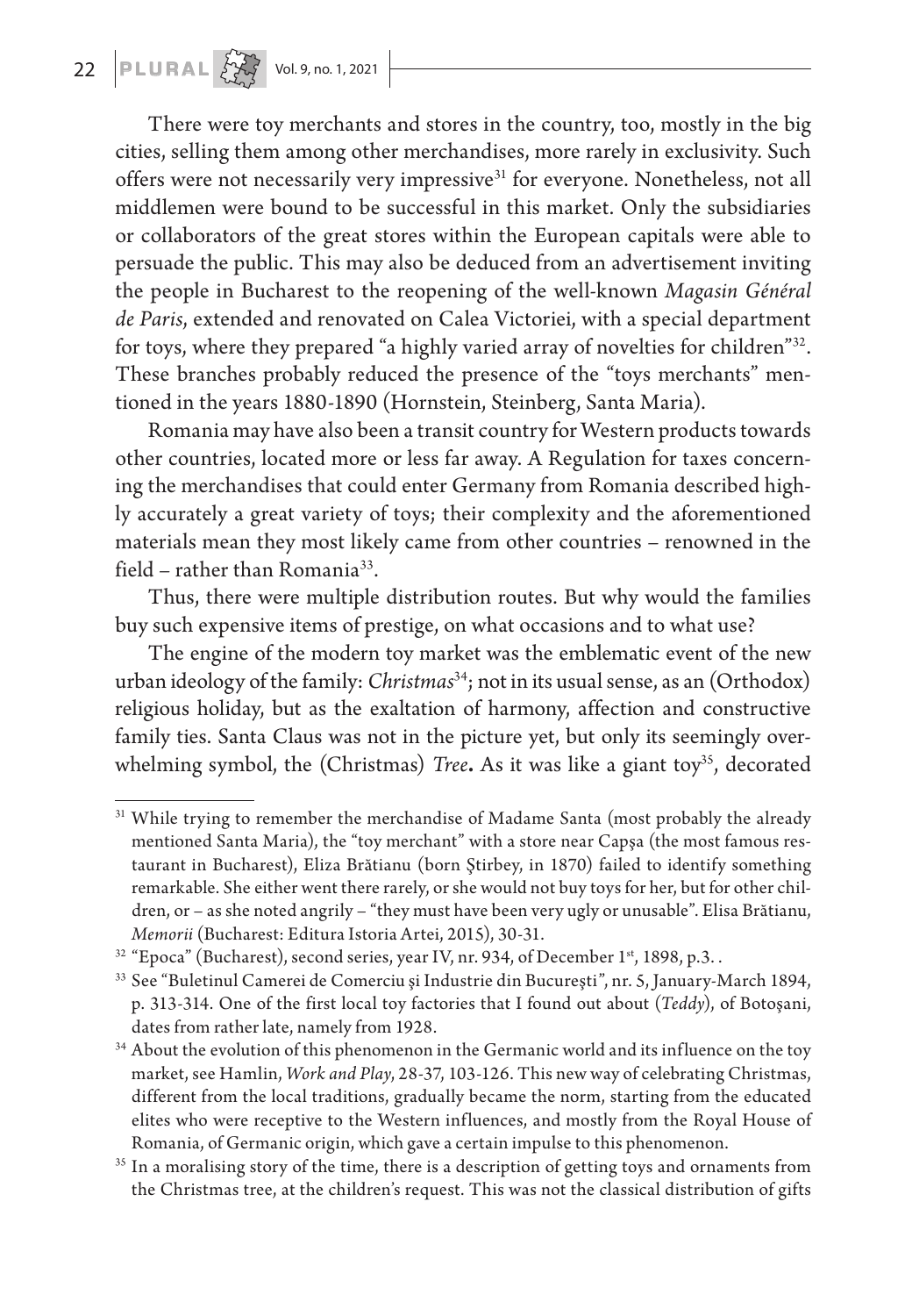There were toy merchants and stores in the country, too, mostly in the big cities, selling them among other merchandises, more rarely in exclusivity. Such offers were not necessarily very impressive[31] for everyone. Nonetheless, not all middlemen were bound to be successful in this market. Only the subsidiaries or collaborators of the great stores within the European capitals were able to persuade the public. This may also be deduced from an advertisement inviting the people in Bucharest to the reopening of the well-known *Magasin Général de Paris*, extended and renovated on Calea Victoriei, with a special department for toys, where they prepared "a highly varied array of novelties for children"[32]. These branches probably reduced the presence of the "toys merchants" mentioned in the years 1880-1890 (Hornstein, Steinberg, Santa Maria).

Romania may have also been a transit country for Western products towards other countries, located more or less far away. A Regulation for taxes concerning the merchandises that could enter Germany from Romania described highly accurately a great variety of toys; their complexity and the aforementioned materials mean they most likely came from other countries – renowned in the field – rather than Romania[33].

Thus, there were multiple distribution routes. But why would the families buy such expensive items of prestige, on what occasions and to what use?

The engine of the modern toy market was the emblematic event of the new urban ideology of the family: *Christmas*[34]; not in its usual sense, as an (Orthodox) religious holiday, but as the exaltation of harmony, affection and constructive family ties. Santa Claus was not in the picture yet, but only its seemingly overwhelming symbol, the (Christmas) *Tree***.** As it was like a giant toy[35], decorated

---

[31] While trying to remember the merchandise of Madame Santa (most probably the already mentioned Santa Maria), the "toy merchant" with a store near Capşa (the most famous restaurant in Bucharest), Eliza Brătianu (born Ştirbey, in 1870) failed to identify something remarkable. She either went there rarely, or she would not buy toys for her, but for other children, or – as she noted angrily – "they must have been very ugly or unusable". Elisa Brătianu, *Memorii* (Bucharest: Editura Istoria Artei, 2015), 30-31.

[32] "Epoca" (Bucharest), second series, year IV, nr. 934, of December 1st, 1898, p.3. .

[33] See "Buletinul Camerei de Comerciu şi Industrie din Bucureşti", nr. 5, January-March 1894, p. 313-314. One of the first local toy factories that I found out about (*Teddy*), of Botoşani, dates from rather late, namely from 1928.

[34] About the evolution of this phenomenon in the Germanic world and its influence on the toy market, see Hamlin, *Work and Play*, 28-37, 103-126. This new way of celebrating Christmas, different from the local traditions, gradually became the norm, starting from the educated elites who were receptive to the Western influences, and mostly from the Royal House of Romania, of Germanic origin, which gave a certain impulse to this phenomenon.

[35] In a moralising story of the time, there is a description of getting toys and ornaments from the Christmas tree, at the children's request. This was not the classical distribution of gifts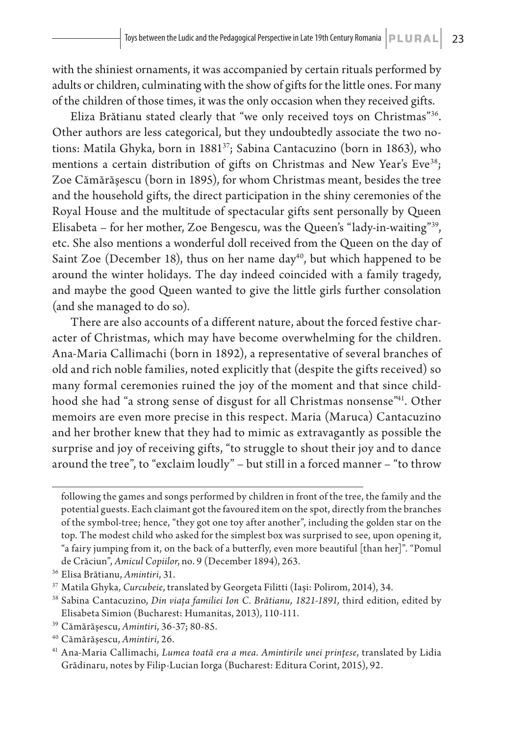with the shiniest ornaments, it was accompanied by certain rituals performed by adults or children, culminating with the show of gifts for the little ones. For many of the children of those times, it was the only occasion when they received gifts.

Eliza Brătianu stated clearly that "we only received toys on Christmas"[36]. Other authors are less categorical, but they undoubtedly associate the two notions: Matila Ghyka, born in 1881[37]; Sabina Cantacuzino (born in 1863), who mentions a certain distribution of gifts on Christmas and New Year's Eve[38]; Zoe Cămărăşescu (born in 1895), for whom Christmas meant, besides the tree and the household gifts, the direct participation in the shiny ceremonies of the Royal House and the multitude of spectacular gifts sent personally by Queen Elisabeta – for her mother, Zoe Bengescu, was the Queen's "lady-in-waiting"[39], etc. She also mentions a wonderful doll received from the Queen on the day of Saint Zoe (December 18), thus on her name day[40], but which happened to be around the winter holidays. The day indeed coincided with a family tragedy, and maybe the good Queen wanted to give the little girls further consolation (and she managed to do so).

There are also accounts of a different nature, about the forced festive character of Christmas, which may have become overwhelming for the children. Ana-Maria Callimachi (born in 1892), a representative of several branches of old and rich noble families, noted explicitly that (despite the gifts received) so many formal ceremonies ruined the joy of the moment and that since childhood she had "a strong sense of disgust for all Christmas nonsense"[41]. Other memoirs are even more precise in this respect. Maria (Maruca) Cantacuzino and her brother knew that they had to mimic as extravagantly as possible the surprise and joy of receiving gifts, "to struggle to shout their joy and to dance around the tree", to "exclaim loudly" – but still in a forced manner – "to throw

---

following the games and songs performed by children in front of the tree, the family and the potential guests. Each claimant got the favoured item on the spot, directly from the branches of the symbol-tree; hence, "they got one toy after another", including the golden star on the top. The modest child who asked for the simplest box was surprised to see, upon opening it, "a fairy jumping from it, on the back of a butterfly, even more beautiful [than her]". "Pomul de Crăciun", *Amicul Copiilor*, no. 9 (December 1894), 263.

[36] Elisa Brătianu, *Amintiri*, 31.

[37] Matila Ghyka, *Curcubeie*, translated by Georgeta Filitti (Iaşi: Polirom, 2014), 34.

[38] Sabina Cantacuzino, *Din viața familiei Ion C. Brătianu, 1821-1891,* third edition, edited by Elisabeta Simion (Bucharest: Humanitas, 2013), 110-111.

[39] Cămărăşescu, *Amintiri*, 36-37; 80-85.

[40] Cămărăşescu, *Amintiri*, 26.

[41] Ana-Maria Callimachi, *Lumea toată era a mea. Amintirile unei prințese*, translated by Lidia Grădinaru, notes by Filip-Lucian Iorga (Bucharest: Editura Corint, 2015), 92.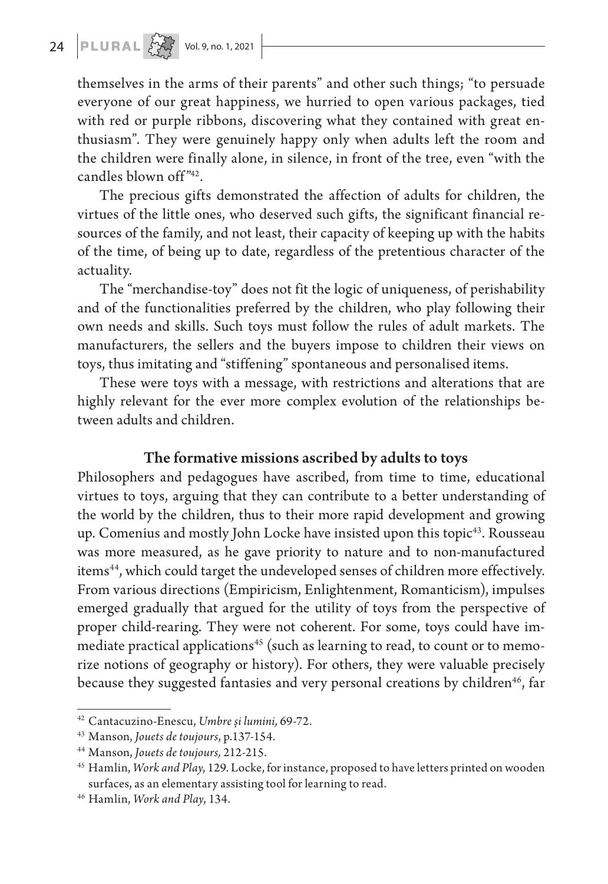themselves in the arms of their parents" and other such things; "to persuade everyone of our great happiness, we hurried to open various packages, tied with red or purple ribbons, discovering what they contained with great enthusiasm". They were genuinely happy only when adults left the room and the children were finally alone, in silence, in front of the tree, even "with the candles blown off"[42].

The precious gifts demonstrated the affection of adults for children, the virtues of the little ones, who deserved such gifts, the significant financial resources of the family, and not least, their capacity of keeping up with the habits of the time, of being up to date, regardless of the pretentious character of the actuality.

The "merchandise-toy" does not fit the logic of uniqueness, of perishability and of the functionalities preferred by the children, who play following their own needs and skills. Such toys must follow the rules of adult markets. The manufacturers, the sellers and the buyers impose to children their views on toys, thus imitating and "stiffening" spontaneous and personalised items.

These were toys with a message, with restrictions and alterations that are highly relevant for the ever more complex evolution of the relationships between adults and children.

## The formative missions ascribed by adults to toys

Philosophers and pedagogues have ascribed, from time to time, educational virtues to toys, arguing that they can contribute to a better understanding of the world by the children, thus to their more rapid development and growing up. Comenius and mostly John Locke have insisted upon this topic[43]. Rousseau was more measured, as he gave priority to nature and to non-manufactured items[44], which could target the undeveloped senses of children more effectively. From various directions (Empiricism, Enlightenment, Romanticism), impulses emerged gradually that argued for the utility of toys from the perspective of proper child-rearing. They were not coherent. For some, toys could have immediate practical applications[45] (such as learning to read, to count or to memorize notions of geography or history). For others, they were valuable precisely because they suggested fantasies and very personal creations by children[46], far

---

[42] Cantacuzino-Enescu, *Umbre și lumini,* 69-72.

[43] Manson, *Jouets de toujours*, p.137-154.

[44] Manson, *Jouets de toujours,* 212-215.

[45] Hamlin, *Work and Play*, 129. Locke, for instance, proposed to have letters printed on wooden surfaces, as an elementary assisting tool for learning to read.

[46] Hamlin, *Work and Play*, 134.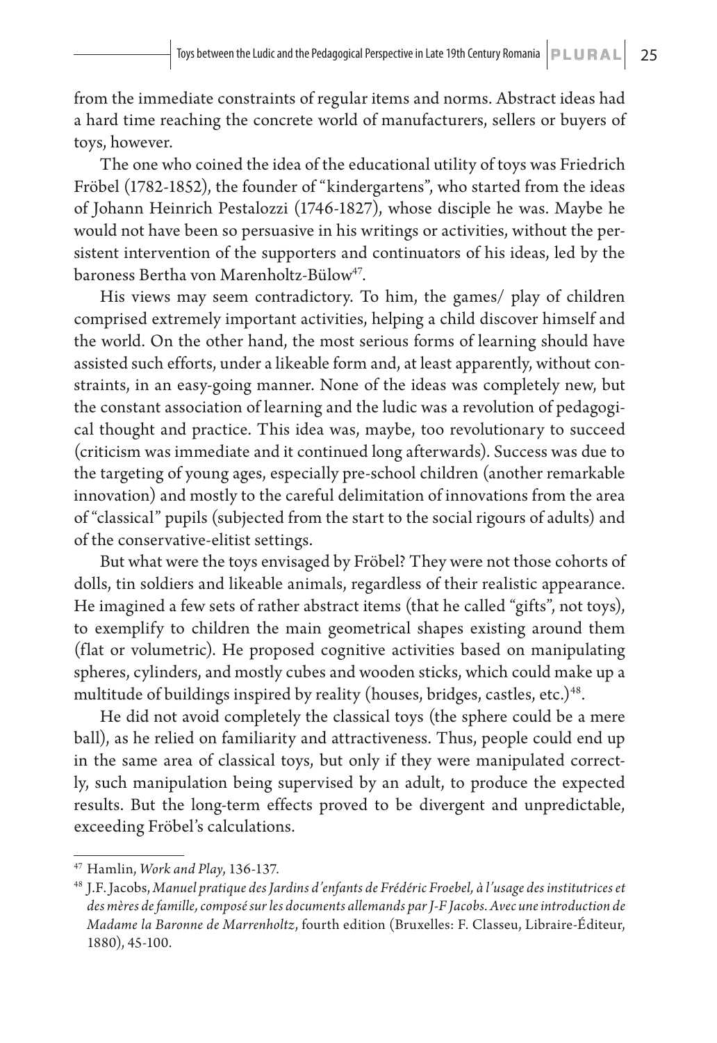from the immediate constraints of regular items and norms. Abstract ideas had a hard time reaching the concrete world of manufacturers, sellers or buyers of toys, however.

The one who coined the idea of the educational utility of toys was Friedrich Fröbel (1782-1852), the founder of "kindergartens", who started from the ideas of Johann Heinrich Pestalozzi (1746-1827), whose disciple he was. Maybe he would not have been so persuasive in his writings or activities, without the persistent intervention of the supporters and continuators of his ideas, led by the baroness Bertha von Marenholtz-Bülow[47].

His views may seem contradictory. To him, the games/ play of children comprised extremely important activities, helping a child discover himself and the world. On the other hand, the most serious forms of learning should have assisted such efforts, under a likeable form and, at least apparently, without constraints, in an easy-going manner. None of the ideas was completely new, but the constant association of learning and the ludic was a revolution of pedagogical thought and practice. This idea was, maybe, too revolutionary to succeed (criticism was immediate and it continued long afterwards). Success was due to the targeting of young ages, especially pre-school children (another remarkable innovation) and mostly to the careful delimitation of innovations from the area of "classical" pupils (subjected from the start to the social rigours of adults) and of the conservative-elitist settings.

But what were the toys envisaged by Fröbel? They were not those cohorts of dolls, tin soldiers and likeable animals, regardless of their realistic appearance. He imagined a few sets of rather abstract items (that he called "gifts", not toys), to exemplify to children the main geometrical shapes existing around them (flat or volumetric). He proposed cognitive activities based on manipulating spheres, cylinders, and mostly cubes and wooden sticks, which could make up a multitude of buildings inspired by reality (houses, bridges, castles, etc.)[48].

He did not avoid completely the classical toys (the sphere could be a mere ball), as he relied on familiarity and attractiveness. Thus, people could end up in the same area of classical toys, but only if they were manipulated correctly, such manipulation being supervised by an adult, to produce the expected results. But the long-term effects proved to be divergent and unpredictable, exceeding Fröbel's calculations.

---

[47] Hamlin, *Work and Play*, 136-137.

[48] J.F. Jacobs, *Manuel pratique des Jardins d'enfants de Frédéric Froebel, à l'usage des institutrices et des mères de famille, composé sur les documents allemands par J-F Jacobs. Avec une introduction de Madame la Baronne de Marrenholtz*, fourth edition (Bruxelles: F. Classeu, Libraire-Éditeur, 1880), 45-100.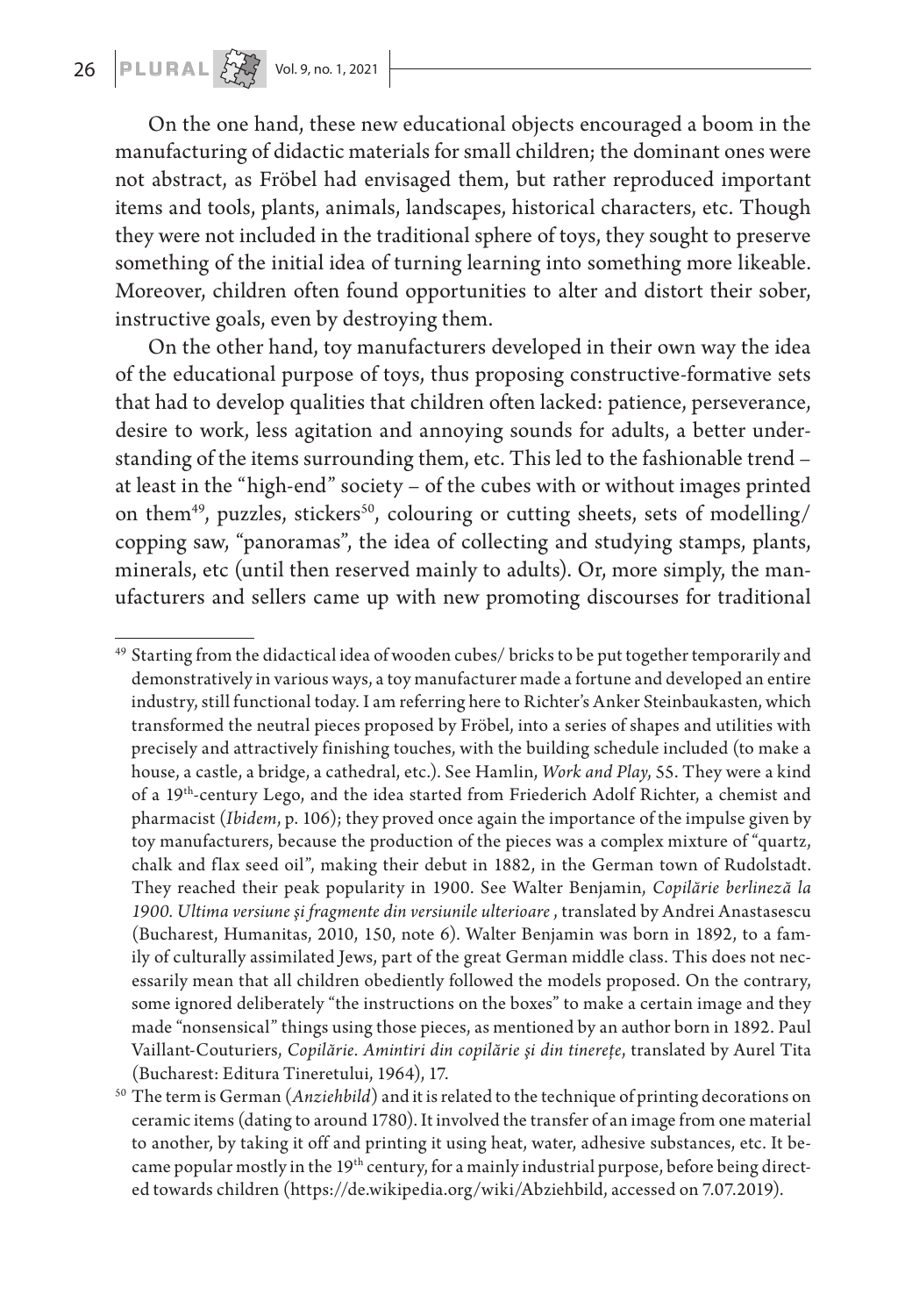On the one hand, these new educational objects encouraged a boom in the manufacturing of didactic materials for small children; the dominant ones were not abstract, as Fröbel had envisaged them, but rather reproduced important items and tools, plants, animals, landscapes, historical characters, etc. Though they were not included in the traditional sphere of toys, they sought to preserve something of the initial idea of turning learning into something more likeable. Moreover, children often found opportunities to alter and distort their sober, instructive goals, even by destroying them.

On the other hand, toy manufacturers developed in their own way the idea of the educational purpose of toys, thus proposing constructive-formative sets that had to develop qualities that children often lacked: patience, perseverance, desire to work, less agitation and annoying sounds for adults, a better understanding of the items surrounding them, etc. This led to the fashionable trend – at least in the "high-end" society – of the cubes with or without images printed on them[49], puzzles, stickers[50], colouring or cutting sheets, sets of modelling/ copping saw, "panoramas", the idea of collecting and studying stamps, plants, minerals, etc (until then reserved mainly to adults). Or, more simply, the manufacturers and sellers came up with new promoting discourses for traditional

---

[49] Starting from the didactical idea of wooden cubes/ bricks to be put together temporarily and demonstratively in various ways, a toy manufacturer made a fortune and developed an entire industry, still functional today. I am referring here to Richter's Anker Steinbaukasten, which transformed the neutral pieces proposed by Fröbel, into a series of shapes and utilities with precisely and attractively finishing touches, with the building schedule included (to make a house, a castle, a bridge, a cathedral, etc.). See Hamlin, *Work and Play*, 55. They were a kind of a 19th-century Lego, and the idea started from Friederich Adolf Richter, a chemist and pharmacist (*Ibidem*, p. 106); they proved once again the importance of the impulse given by toy manufacturers, because the production of the pieces was a complex mixture of "quartz, chalk and flax seed oil", making their debut in 1882, in the German town of Rudolstadt. They reached their peak popularity in 1900. See Walter Benjamin, *Copilărie berlineză la 1900. Ultima versiune și fragmente din versiunile ulterioare* , translated by Andrei Anastasescu (Bucharest, Humanitas, 2010, 150, note 6). Walter Benjamin was born in 1892, to a family of culturally assimilated Jews, part of the great German middle class. This does not necessarily mean that all children obediently followed the models proposed. On the contrary, some ignored deliberately "the instructions on the boxes" to make a certain image and they made "nonsensical" things using those pieces, as mentioned by an author born in 1892. Paul Vaillant-Couturiers, *Copilărie. Amintiri din copilărie și din tinerețe*, translated by Aurel Tita (Bucharest: Editura Tineretului, 1964), 17.

[50] The term is German (*Anziehbild*) and it is related to the technique of printing decorations on ceramic items (dating to around 1780). It involved the transfer of an image from one material to another, by taking it off and printing it using heat, water, adhesive substances, etc. It became popular mostly in the 19th century, for a mainly industrial purpose, before being directed towards children (https://de.wikipedia.org/wiki/Abziehbild, accessed on 7.07.2019).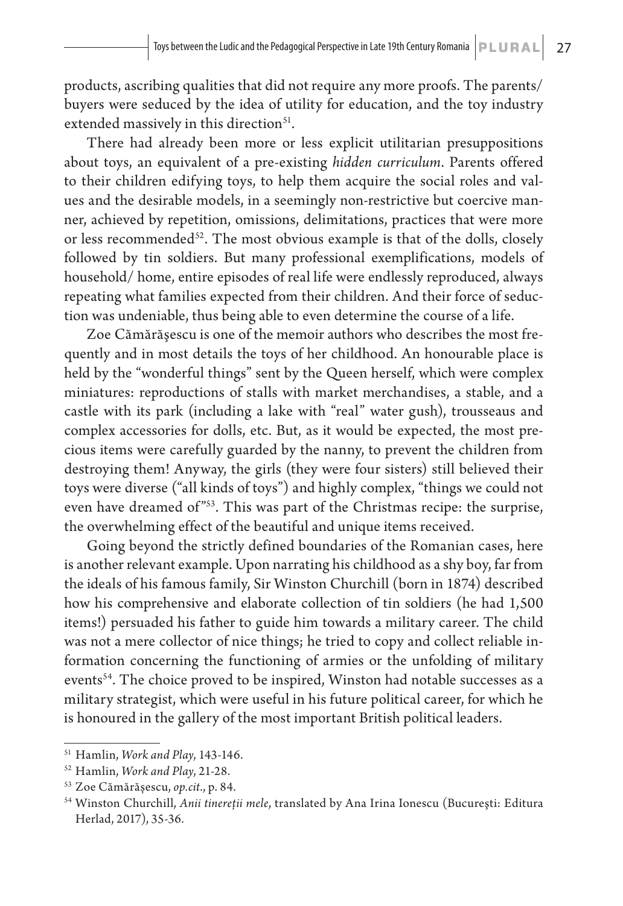products, ascribing qualities that did not require any more proofs. The parents/ buyers were seduced by the idea of utility for education, and the toy industry extended massively in this direction[51].

There had already been more or less explicit utilitarian presuppositions about toys, an equivalent of a pre-existing *hidden curriculum*. Parents offered to their children edifying toys, to help them acquire the social roles and values and the desirable models, in a seemingly non-restrictive but coercive manner, achieved by repetition, omissions, delimitations, practices that were more or less recommended[52]. The most obvious example is that of the dolls, closely followed by tin soldiers. But many professional exemplifications, models of household/ home, entire episodes of real life were endlessly reproduced, always repeating what families expected from their children. And their force of seduction was undeniable, thus being able to even determine the course of a life.

Zoe Cămărăşescu is one of the memoir authors who describes the most frequently and in most details the toys of her childhood. An honourable place is held by the "wonderful things" sent by the Queen herself, which were complex miniatures: reproductions of stalls with market merchandises, a stable, and a castle with its park (including a lake with "real" water gush), trousseaus and complex accessories for dolls, etc. But, as it would be expected, the most precious items were carefully guarded by the nanny, to prevent the children from destroying them! Anyway, the girls (they were four sisters) still believed their toys were diverse ("all kinds of toys") and highly complex, "things we could not even have dreamed of"[53]. This was part of the Christmas recipe: the surprise, the overwhelming effect of the beautiful and unique items received.

Going beyond the strictly defined boundaries of the Romanian cases, here is another relevant example. Upon narrating his childhood as a shy boy, far from the ideals of his famous family, Sir Winston Churchill (born in 1874) described how his comprehensive and elaborate collection of tin soldiers (he had 1,500 items!) persuaded his father to guide him towards a military career. The child was not a mere collector of nice things; he tried to copy and collect reliable information concerning the functioning of armies or the unfolding of military events[54]. The choice proved to be inspired, Winston had notable successes as a military strategist, which were useful in his future political career, for which he is honoured in the gallery of the most important British political leaders.

---

[51] Hamlin, *Work and Play*, 143-146.

[52] Hamlin, *Work and Play*, 21-28.

[53] Zoe Cămărășescu, *op.cit.*, p. 84.

[54] Winston Churchill, *Anii tinereții mele*, translated by Ana Irina Ionescu (București: Editura Herlad, 2017), 35-36.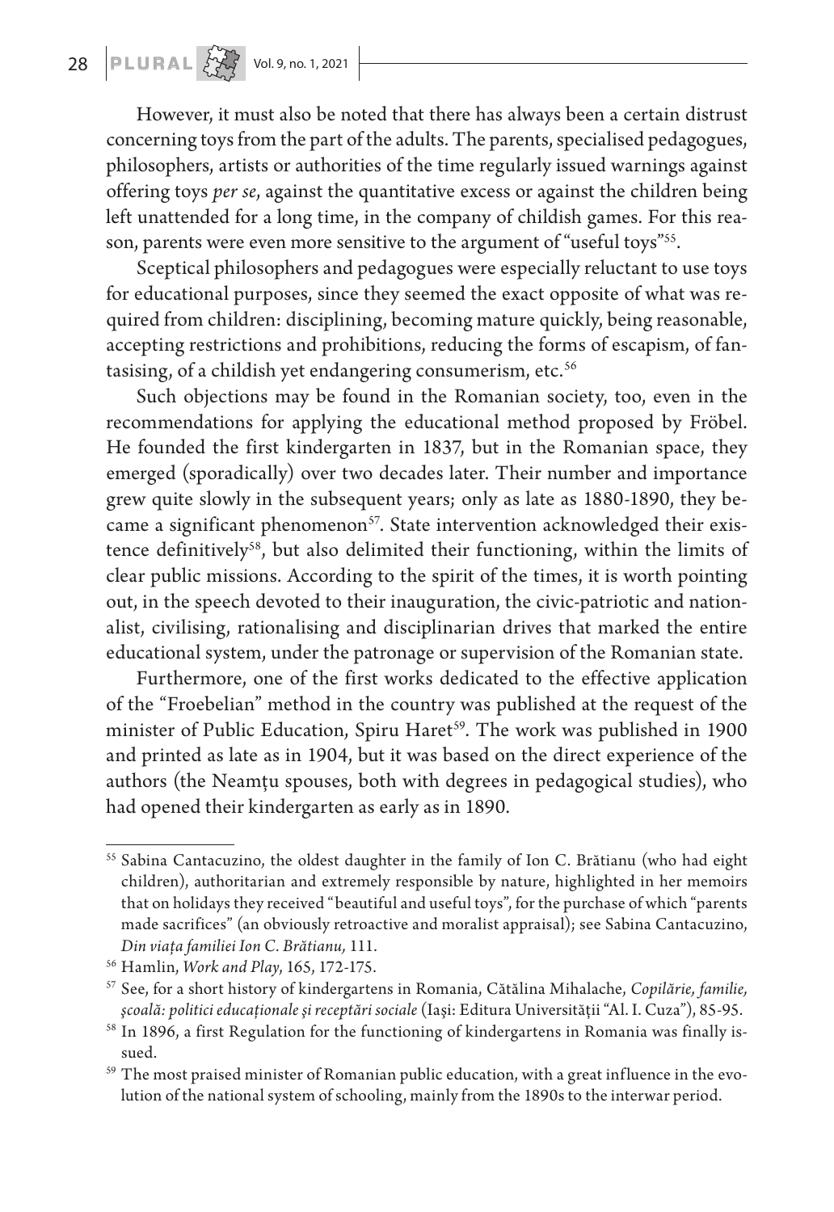However, it must also be noted that there has always been a certain distrust concerning toys from the part of the adults. The parents, specialised pedagogues, philosophers, artists or authorities of the time regularly issued warnings against offering toys *per se*, against the quantitative excess or against the children being left unattended for a long time, in the company of childish games. For this reason, parents were even more sensitive to the argument of "useful toys"[55].

Sceptical philosophers and pedagogues were especially reluctant to use toys for educational purposes, since they seemed the exact opposite of what was required from children: disciplining, becoming mature quickly, being reasonable, accepting restrictions and prohibitions, reducing the forms of escapism, of fantasising, of a childish yet endangering consumerism, etc.[56]

Such objections may be found in the Romanian society, too, even in the recommendations for applying the educational method proposed by Fröbel. He founded the first kindergarten in 1837, but in the Romanian space, they emerged (sporadically) over two decades later. Their number and importance grew quite slowly in the subsequent years; only as late as 1880-1890, they became a significant phenomenon[57]. State intervention acknowledged their existence definitively[58], but also delimited their functioning, within the limits of clear public missions. According to the spirit of the times, it is worth pointing out, in the speech devoted to their inauguration, the civic-patriotic and nationalist, civilising, rationalising and disciplinarian drives that marked the entire educational system, under the patronage or supervision of the Romanian state.

Furthermore, one of the first works dedicated to the effective application of the "Froebelian" method in the country was published at the request of the minister of Public Education, Spiru Haret[59]. The work was published in 1900 and printed as late as in 1904, but it was based on the direct experience of the authors (the Neamțu spouses, both with degrees in pedagogical studies), who had opened their kindergarten as early as in 1890.

---

[55] Sabina Cantacuzino, the oldest daughter in the family of Ion C. Brătianu (who had eight children), authoritarian and extremely responsible by nature, highlighted in her memoirs that on holidays they received "beautiful and useful toys", for the purchase of which "parents made sacrifices" (an obviously retroactive and moralist appraisal); see Sabina Cantacuzino, *Din viața familiei Ion C. Brătianu,* 111.

[56] Hamlin, *Work and Play*, 165, 172-175.

[57] See, for a short history of kindergartens in Romania, Cătălina Mihalache, *Copilărie, familie, şcoală: politici educaționale şi receptări sociale* (Iaşi: Editura Universității "Al. I. Cuza"), 85-95.

[58] In 1896, a first Regulation for the functioning of kindergartens in Romania was finally issued.

[59] The most praised minister of Romanian public education, with a great influence in the evolution of the national system of schooling, mainly from the 1890s to the interwar period.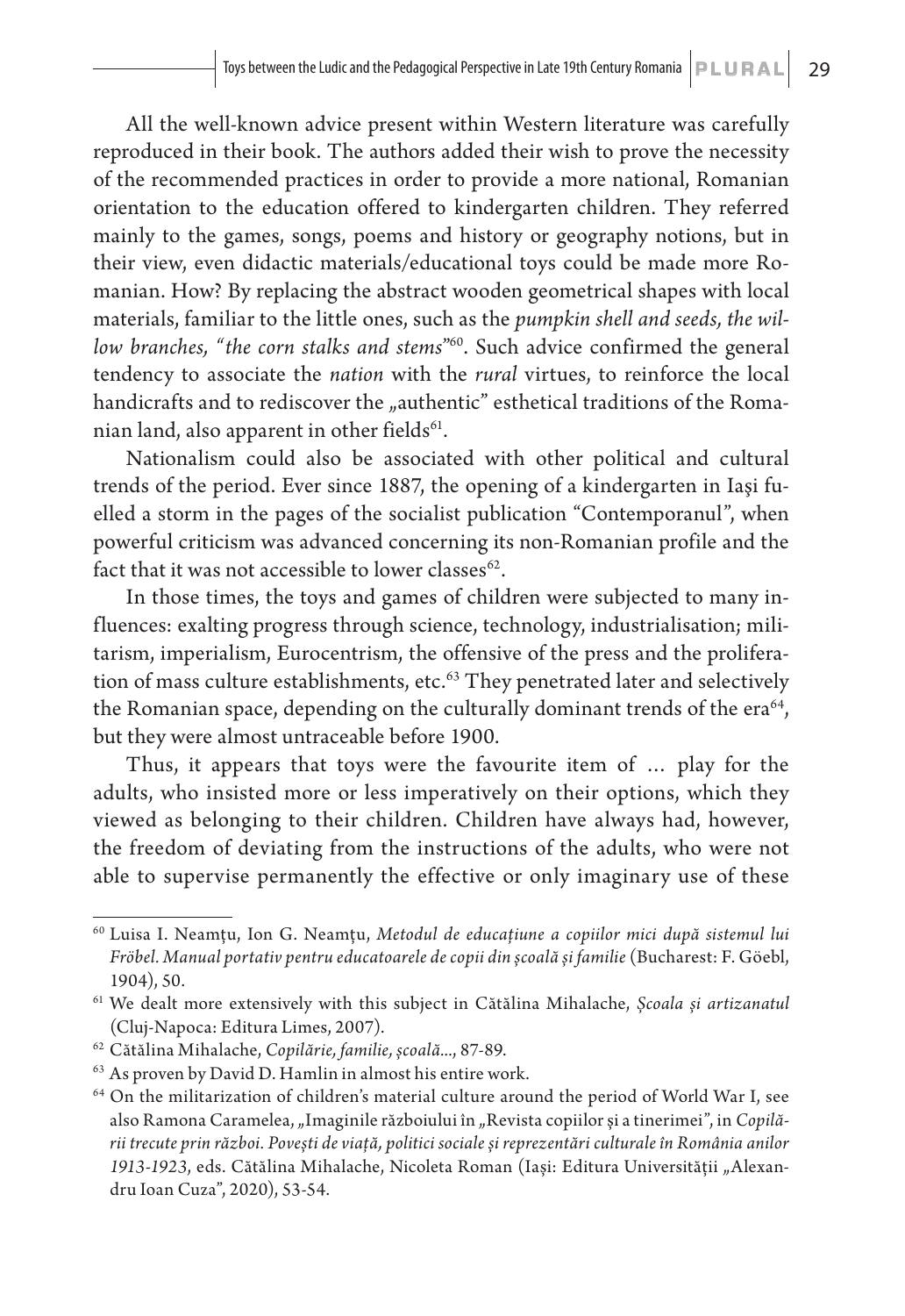All the well-known advice present within Western literature was carefully reproduced in their book. The authors added their wish to prove the necessity of the recommended practices in order to provide a more national, Romanian orientation to the education offered to kindergarten children. They referred mainly to the games, songs, poems and history or geography notions, but in their view, even didactic materials/educational toys could be made more Romanian. How? By replacing the abstract wooden geometrical shapes with local materials, familiar to the little ones, such as the *pumpkin shell and seeds, the willow branches, "the corn stalks and stems"*[60]. Such advice confirmed the general tendency to associate the *nation* with the *rural* virtues, to reinforce the local handicrafts and to rediscover the „authentic" esthetical traditions of the Romanian land, also apparent in other fields[61].

Nationalism could also be associated with other political and cultural trends of the period. Ever since 1887, the opening of a kindergarten in Iaşi fuelled a storm in the pages of the socialist publication "Contemporanul", when powerful criticism was advanced concerning its non-Romanian profile and the fact that it was not accessible to lower classes[62].

In those times, the toys and games of children were subjected to many influences: exalting progress through science, technology, industrialisation; militarism, imperialism, Eurocentrism, the offensive of the press and the proliferation of mass culture establishments, etc.[63] They penetrated later and selectively the Romanian space, depending on the culturally dominant trends of the era[64], but they were almost untraceable before 1900.

Thus, it appears that toys were the favourite item of ... play for the adults, who insisted more or less imperatively on their options, which they viewed as belonging to their children. Children have always had, however, the freedom of deviating from the instructions of the adults, who were not able to supervise permanently the effective or only imaginary use of these

---

[60] Luisa I. Neamţu, Ion G. Neamţu, *Metodul de educaţiune a copiilor mici după sistemul lui Fröbel. Manual portativ pentru educatoarele de copii din şcoală şi familie* (Bucharest: F. Göebl, 1904), 50.

[61] We dealt more extensively with this subject in Cătălina Mihalache, *Şcoala şi artizanatul* (Cluj-Napoca: Editura Limes, 2007).

[62] Cătălina Mihalache, *Copilărie, familie, şcoală...*, 87-89.

[63] As proven by David D. Hamlin in almost his entire work.

[64] On the militarization of children's material culture around the period of World War I, see also Ramona Caramelea, „Imaginile războiului în „Revista copiilor şi a tinerimei", in *Copilării trecute prin război. Poveşti de viaţă, politici sociale şi reprezentări culturale în România anilor 1913-1923*, eds. Cătălina Mihalache, Nicoleta Roman (Iaşi: Editura Universităţii „Alexandru Ioan Cuza", 2020), 53-54.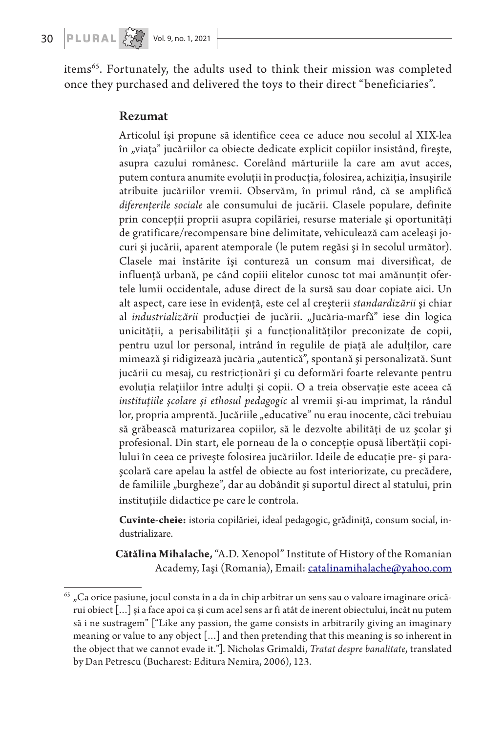items[65]. Fortunately, the adults used to think their mission was completed once they purchased and delivered the toys to their direct "beneficiaries".

## Rezumat

Articolul îşi propune să identifice ceea ce aduce nou secolul al XIX-lea în „viața" jucăriilor ca obiecte dedicate explicit copiilor insistând, fireşte, asupra cazului românesc. Corelând mărturiile la care am avut acces, putem contura anumite evoluții în producția, folosirea, achiziția, însuşirile atribuite jucăriilor vremii. Observăm, în primul rând, că se amplifică *diferențerile sociale* ale consumului de jucării. Clasele populare, definite prin concepții proprii asupra copilăriei, resurse materiale şi oportunități de gratificare/recompensare bine delimitate, vehiculează cam aceleaşi jocuri şi jucării, aparent atemporale (le putem regăsi şi în secolul următor). Clasele mai înstărite îşi conturează un consum mai diversificat, de influență urbană, pe când copiii elitelor cunosc tot mai amănunțit ofertele lumii occidentale, aduse direct de la sursă sau doar copiate aici. Un alt aspect, care iese în evidență, este cel al creşterii *standardizării* şi chiar al *industrializării* producției de jucării. „Jucăria-marfă" iese din logica unicității, a perisabilității şi a funcționalităților preconizate de copii, pentru uzul lor personal, intrând în regulile de piață ale adulților, care mimează şi ridigizează jucăria „autentică", spontană şi personalizată. Sunt jucării cu mesaj, cu restricționări şi cu deformări foarte relevante pentru evoluția relațiilor între adulți şi copii. O a treia observație este aceea că *instituțiile şcolare şi ethosul pedagogic* al vremii şi-au imprimat, la rândul lor, propria amprentă. Jucăriile „educative" nu erau inocente, căci trebuiau să grăbească maturizarea copiilor, să le dezvolte abilități de uz şcolar şi profesional. Din start, ele porneau de la o concepție opusă libertății copilului în ceea ce priveşte folosirea jucăriilor. Ideile de educație pre- şi paraşcolară care apelau la astfel de obiecte au fost interiorizate, cu precădere, de familiile „burgheze", dar au dobândit şi suportul direct al statului, prin instituțiile didactice pe care le controla.

**Cuvinte-cheie:** istoria copilăriei, ideal pedagogic, grădiniță, consum social, industrializare.

**Cătălina Mihalache,** "A.D. Xenopol" Institute of History of the Romanian Academy, Iaşi (Romania), Email: catalinamihalache@yahoo.com

---

[65] „Ca orice pasiune, jocul consta în a da în chip arbitrar un sens sau o valoare imaginare oricărui obiect [...] și a face apoi ca și cum acel sens ar fi atât de inerent obiectului, încât nu putem să i ne sustragem" ["Like any passion, the game consists in arbitrarily giving an imaginary meaning or value to any object [...] and then pretending that this meaning is so inherent in the object that we cannot evade it."]. Nicholas Grimaldi, *Tratat despre banalitate*, translated by Dan Petrescu (Bucharest: Editura Nemira, 2006), 123.